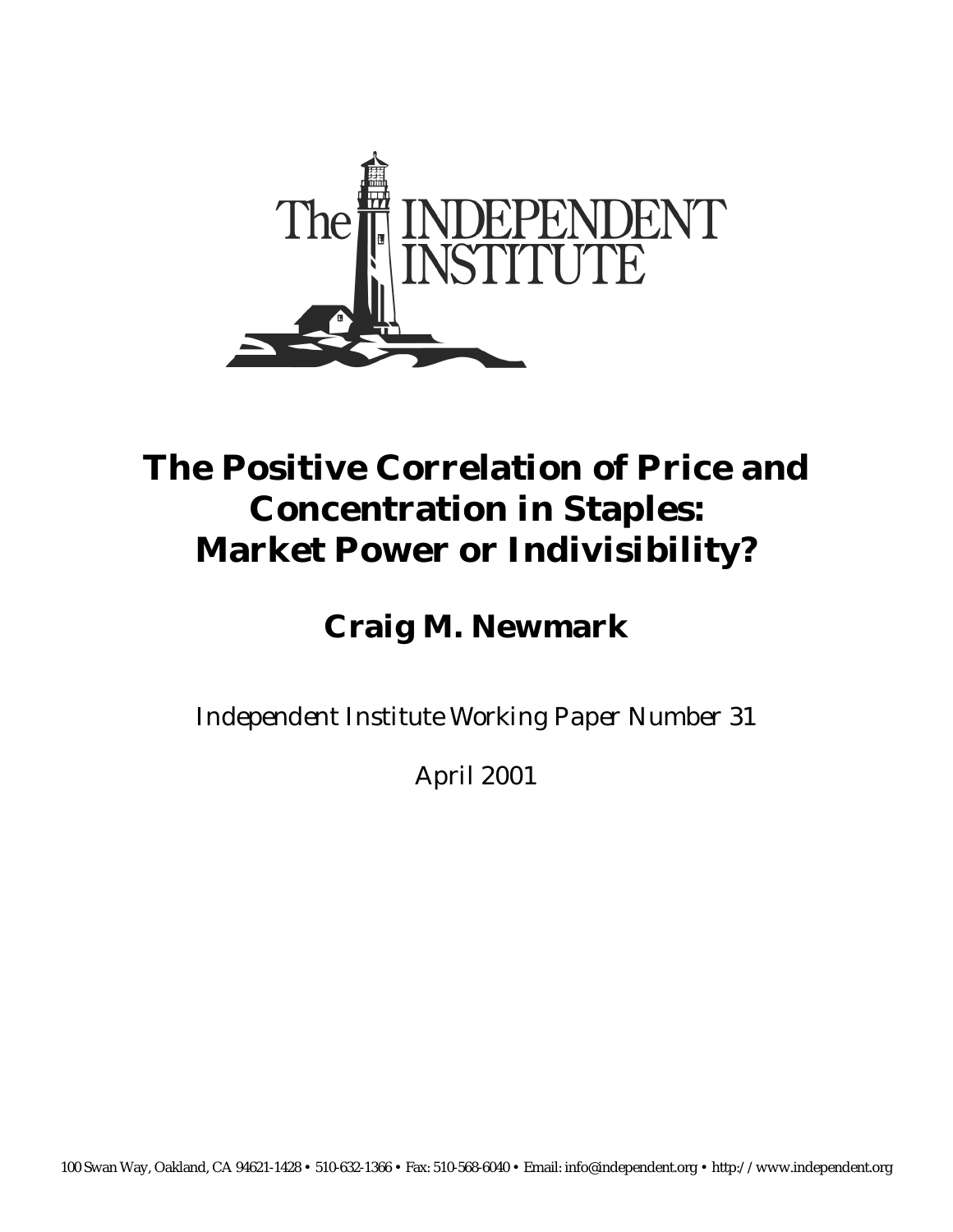# The Positive Correlation of Price and Concentration in Staples: Market Power or Indivisibility?

## Craig M. Newmark

*Independent Institute Working Paper Number 31*

April 2001

100 Swan Way, Oakland, CA 94621-1428 • 510-632-1366 • Fax: 510-568-6040 • Email: info@independent.org • http://www.independent.org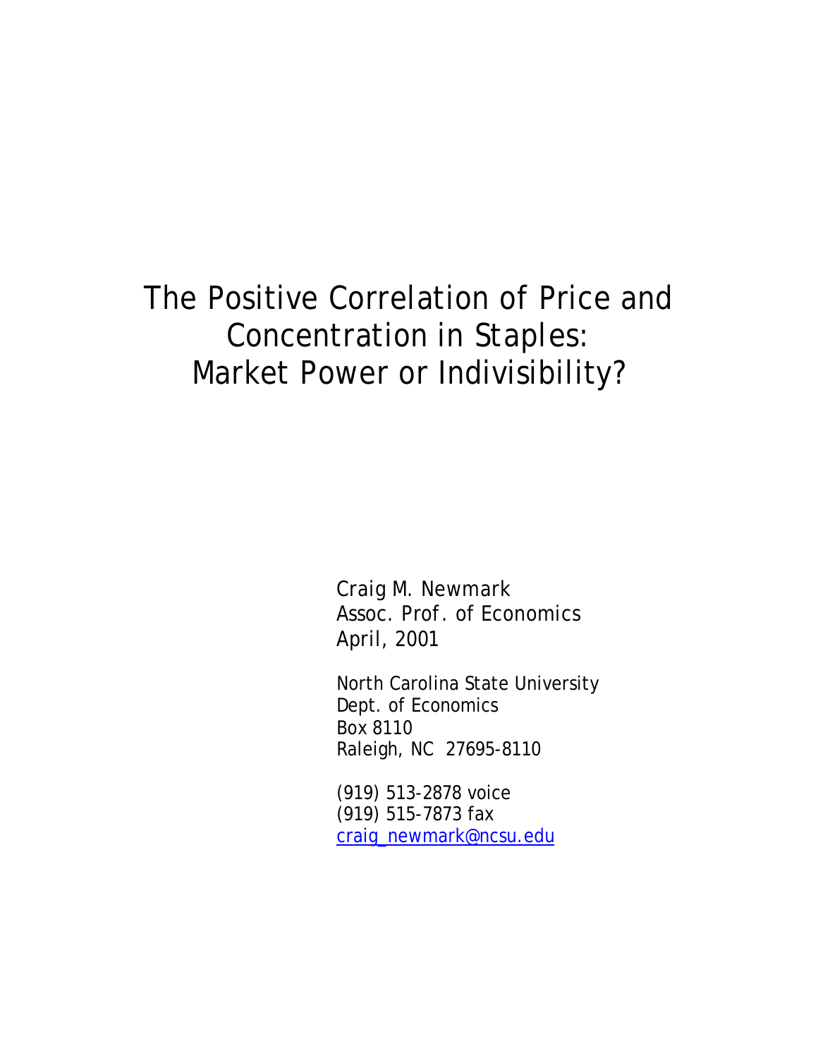# The Positive Correlation of Price and Concentration in Staples: Market Power or Indivisibility?

Craig M. Newmark
Assoc. Prof. of Economics
April, 2001

North Carolina State University
Dept. of Economics
Box 8110
Raleigh, NC 27695-8110

(919) 513-2878 voice
(919) 515-7873 fax
craig_newmark@ncsu.edu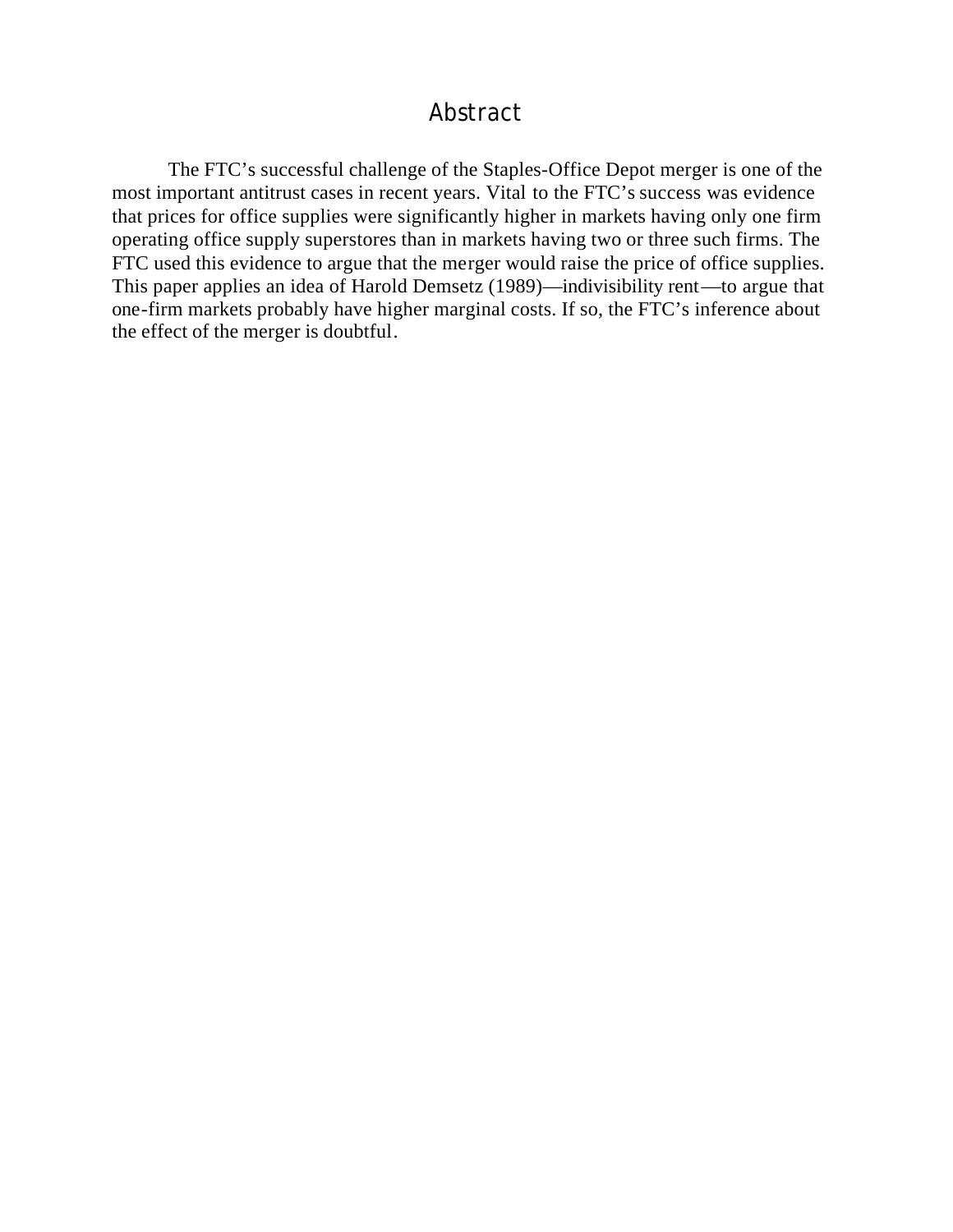## Abstract

The FTC's successful challenge of the Staples-Office Depot merger is one of the most important antitrust cases in recent years. Vital to the FTC's success was evidence that prices for office supplies were significantly higher in markets having only one firm operating office supply superstores than in markets having two or three such firms. The FTC used this evidence to argue that the merger would raise the price of office supplies. This paper applies an idea of Harold Demsetz (1989)—indivisibility rent—to argue that one-firm markets probably have higher marginal costs. If so, the FTC's inference about the effect of the merger is doubtful.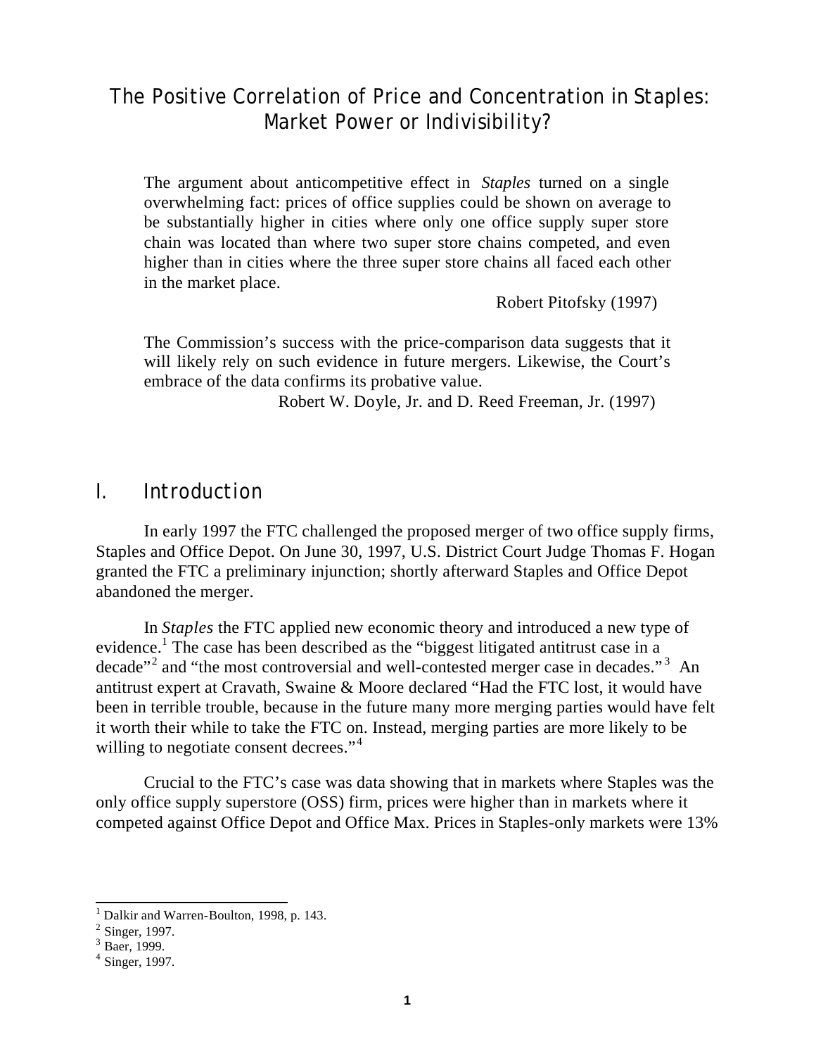# The Positive Correlation of Price and Concentration in *Staples*: Market Power or Indivisibility?

> The argument about anticompetitive effect in *Staples* turned on a single overwhelming fact: prices of office supplies could be shown on average to be substantially higher in cities where only one office supply super store chain was located than where two super store chains competed, and even higher than in cities where the three super store chains all faced each other in the market place.
>
> Robert Pitofsky (1997)

> The Commission's success with the price-comparison data suggests that it will likely rely on such evidence in future mergers. Likewise, the Court's embrace of the data confirms its probative value.
>
> Robert W. Doyle, Jr. and D. Reed Freeman, Jr. (1997)

## I. Introduction

In early 1997 the FTC challenged the proposed merger of two office supply firms, Staples and Office Depot. On June 30, 1997, U.S. District Court Judge Thomas F. Hogan granted the FTC a preliminary injunction; shortly afterward Staples and Office Depot abandoned the merger.

In *Staples* the FTC applied new economic theory and introduced a new type of evidence.[1] The case has been described as the "biggest litigated antitrust case in a decade"[2] and "the most controversial and well-contested merger case in decades."[3] An antitrust expert at Cravath, Swaine & Moore declared "Had the FTC lost, it would have been in terrible trouble, because in the future many more merging parties would have felt it worth their while to take the FTC on. Instead, merging parties are more likely to be willing to negotiate consent decrees."[4]

Crucial to the FTC's case was data showing that in markets where Staples was the only office supply superstore (OSS) firm, prices were higher than in markets where it competed against Office Depot and Office Max. Prices in Staples-only markets were 13%

---

[1] Dalkir and Warren-Boulton, 1998, p. 143.

[2] Singer, 1997.

[3] Baer, 1999.

[4] Singer, 1997.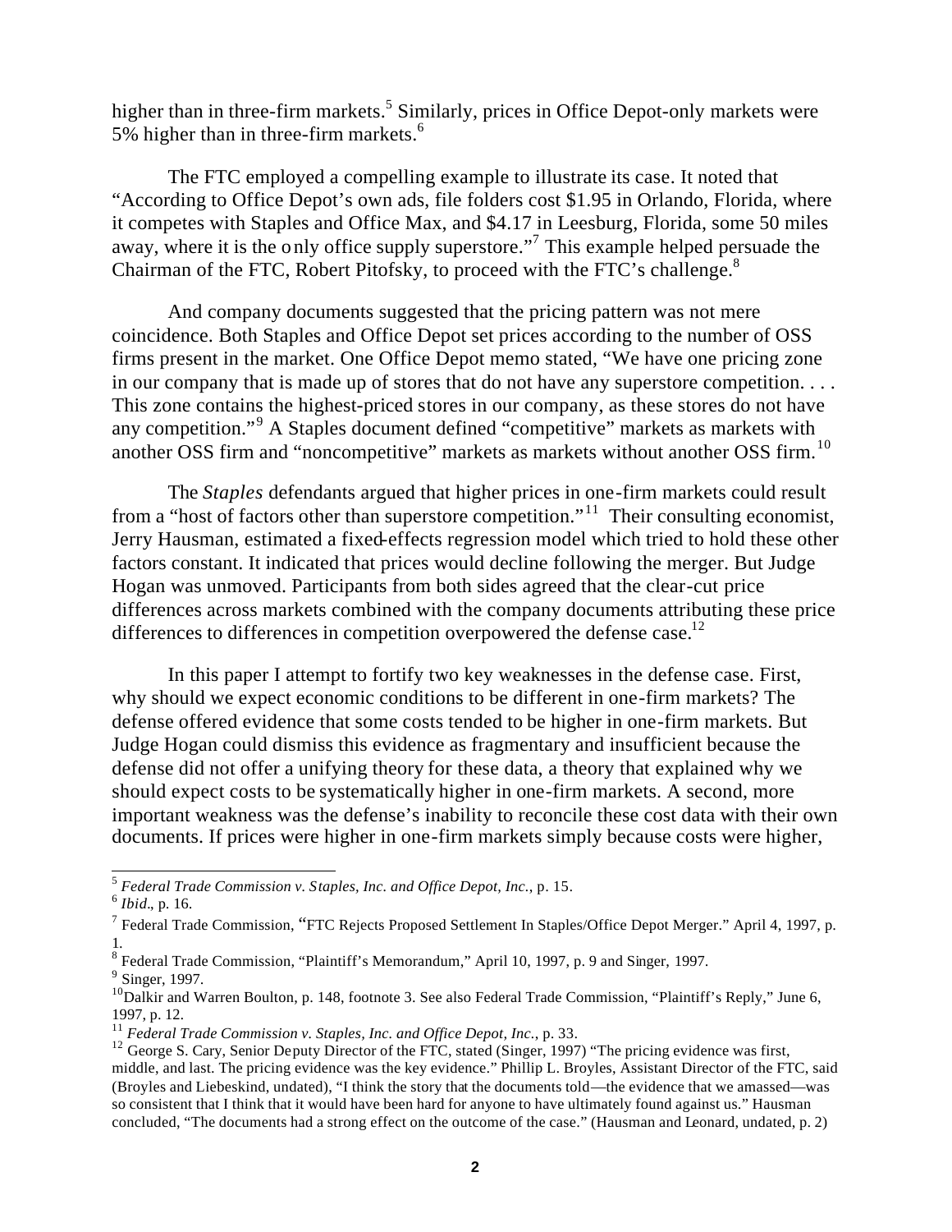higher than in three-firm markets.[5] Similarly, prices in Office Depot-only markets were 5% higher than in three-firm markets.[6]

The FTC employed a compelling example to illustrate its case. It noted that "According to Office Depot's own ads, file folders cost $1.95 in Orlando, Florida, where it competes with Staples and Office Max, and $4.17 in Leesburg, Florida, some 50 miles away, where it is the only office supply superstore."[7] This example helped persuade the Chairman of the FTC, Robert Pitofsky, to proceed with the FTC's challenge.[8]

And company documents suggested that the pricing pattern was not mere coincidence. Both Staples and Office Depot set prices according to the number of OSS firms present in the market. One Office Depot memo stated, "We have one pricing zone in our company that is made up of stores that do not have any superstore competition. . . . This zone contains the highest-priced stores in our company, as these stores do not have any competition."[9] A Staples document defined "competitive" markets as markets with another OSS firm and "noncompetitive" markets as markets without another OSS firm.[10]

The *Staples* defendants argued that higher prices in one-firm markets could result from a "host of factors other than superstore competition."[11] Their consulting economist, Jerry Hausman, estimated a fixed-effects regression model which tried to hold these other factors constant. It indicated that prices would decline following the merger. But Judge Hogan was unmoved. Participants from both sides agreed that the clear-cut price differences across markets combined with the company documents attributing these price differences to differences in competition overpowered the defense case.[12]

In this paper I attempt to fortify two key weaknesses in the defense case. First, why should we expect economic conditions to be different in one-firm markets? The defense offered evidence that some costs tended to be higher in one-firm markets. But Judge Hogan could dismiss this evidence as fragmentary and insufficient because the defense did not offer a unifying theory for these data, a theory that explained why we should expect costs to be systematically higher in one-firm markets. A second, more important weakness was the defense's inability to reconcile these cost data with their own documents. If prices were higher in one-firm markets simply because costs were higher,

---

[5] *Federal Trade Commission v. Staples, Inc. and Office Depot, Inc.*, p. 15.

[6] *Ibid*., p. 16.

[7] Federal Trade Commission, "FTC Rejects Proposed Settlement In Staples/Office Depot Merger." April 4, 1997, p. 1.

[8] Federal Trade Commission, "Plaintiff's Memorandum," April 10, 1997, p. 9 and Singer, 1997.

[9] Singer, 1997.

[10] Dalkir and Warren Boulton, p. 148, footnote 3. See also Federal Trade Commission, "Plaintiff's Reply," June 6, 1997, p. 12.

[11] *Federal Trade Commission v. Staples, Inc. and Office Depot, Inc.*, p. 33.

[12] George S. Cary, Senior Deputy Director of the FTC, stated (Singer, 1997) "The pricing evidence was first, middle, and last. The pricing evidence was the key evidence." Phillip L. Broyles, Assistant Director of the FTC, said (Broyles and Liebeskind, undated), "I think the story that the documents told—the evidence that we amassed—was so consistent that I think that it would have been hard for anyone to have ultimately found against us." Hausman concluded, "The documents had a strong effect on the outcome of the case." (Hausman and Leonard, undated, p. 2)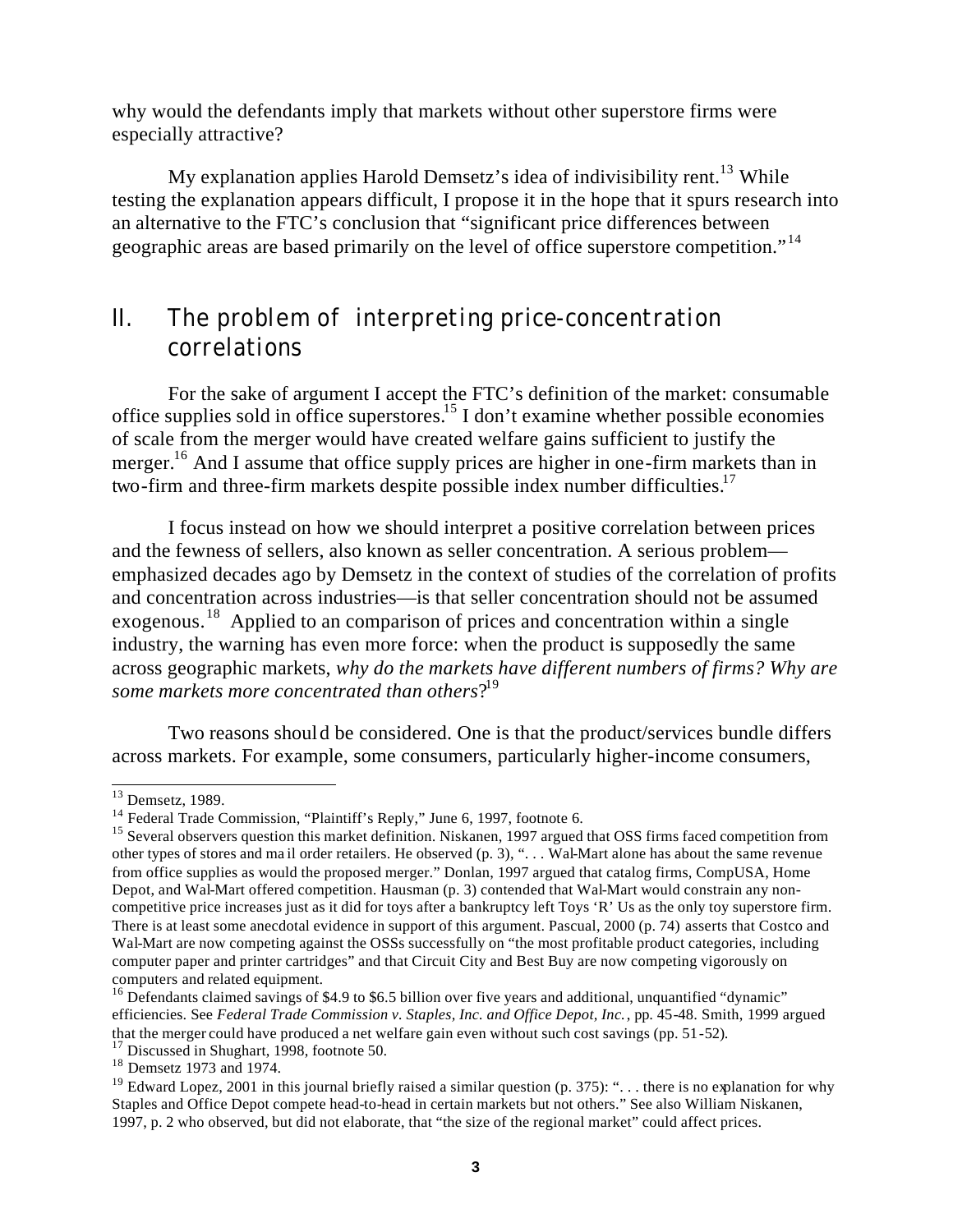why would the defendants imply that markets without other superstore firms were especially attractive?

My explanation applies Harold Demsetz's idea of indivisibility rent.[13] While testing the explanation appears difficult, I propose it in the hope that it spurs research into an alternative to the FTC's conclusion that "significant price differences between geographic areas are based primarily on the level of office superstore competition."[14]

## II. The problem of interpreting price-concentration correlations

For the sake of argument I accept the FTC's definition of the market: consumable office supplies sold in office superstores.[15] I don't examine whether possible economies of scale from the merger would have created welfare gains sufficient to justify the merger.[16] And I assume that office supply prices are higher in one-firm markets than in two-firm and three-firm markets despite possible index number difficulties.[17]

I focus instead on how we should interpret a positive correlation between prices and the fewness of sellers, also known as seller concentration. A serious problem—emphasized decades ago by Demsetz in the context of studies of the correlation of profits and concentration across industries—is that seller concentration should not be assumed exogenous.[18] Applied to an comparison of prices and concentration within a single industry, the warning has even more force: when the product is supposedly the same across geographic markets, *why do the markets have different numbers of firms? Why are some markets more concentrated than others*?[19]

Two reasons should be considered. One is that the product/services bundle differs across markets. For example, some consumers, particularly higher-income consumers,

---

[13] Demsetz, 1989.

[14] Federal Trade Commission, "Plaintiff's Reply," June 6, 1997, footnote 6.

[15] Several observers question this market definition. Niskanen, 1997 argued that OSS firms faced competition from other types of stores and mail order retailers. He observed (p. 3), ". . . Wal-Mart alone has about the same revenue from office supplies as would the proposed merger." Donlan, 1997 argued that catalog firms, CompUSA, Home Depot, and Wal-Mart offered competition. Hausman (p. 3) contended that Wal-Mart would constrain any non-competitive price increases just as it did for toys after a bankruptcy left Toys 'R' Us as the only toy superstore firm. There is at least some anecdotal evidence in support of this argument. Pascual, 2000 (p. 74) asserts that Costco and Wal-Mart are now competing against the OSSs successfully on "the most profitable product categories, including computer paper and printer cartridges" and that Circuit City and Best Buy are now competing vigorously on computers and related equipment.

[16] Defendants claimed savings of $4.9 to $6.5 billion over five years and additional, unquantified "dynamic" efficiencies. See *Federal Trade Commission v. Staples, Inc. and Office Depot, Inc.*, pp. 45-48. Smith, 1999 argued that the merger could have produced a net welfare gain even without such cost savings (pp. 51-52).

[17] Discussed in Shughart, 1998, footnote 50.

[18] Demsetz 1973 and 1974.

[19] Edward Lopez, 2001 in this journal briefly raised a similar question (p. 375): ". . . there is no explanation for why Staples and Office Depot compete head-to-head in certain markets but not others." See also William Niskanen, 1997, p. 2 who observed, but did not elaborate, that "the size of the regional market" could affect prices.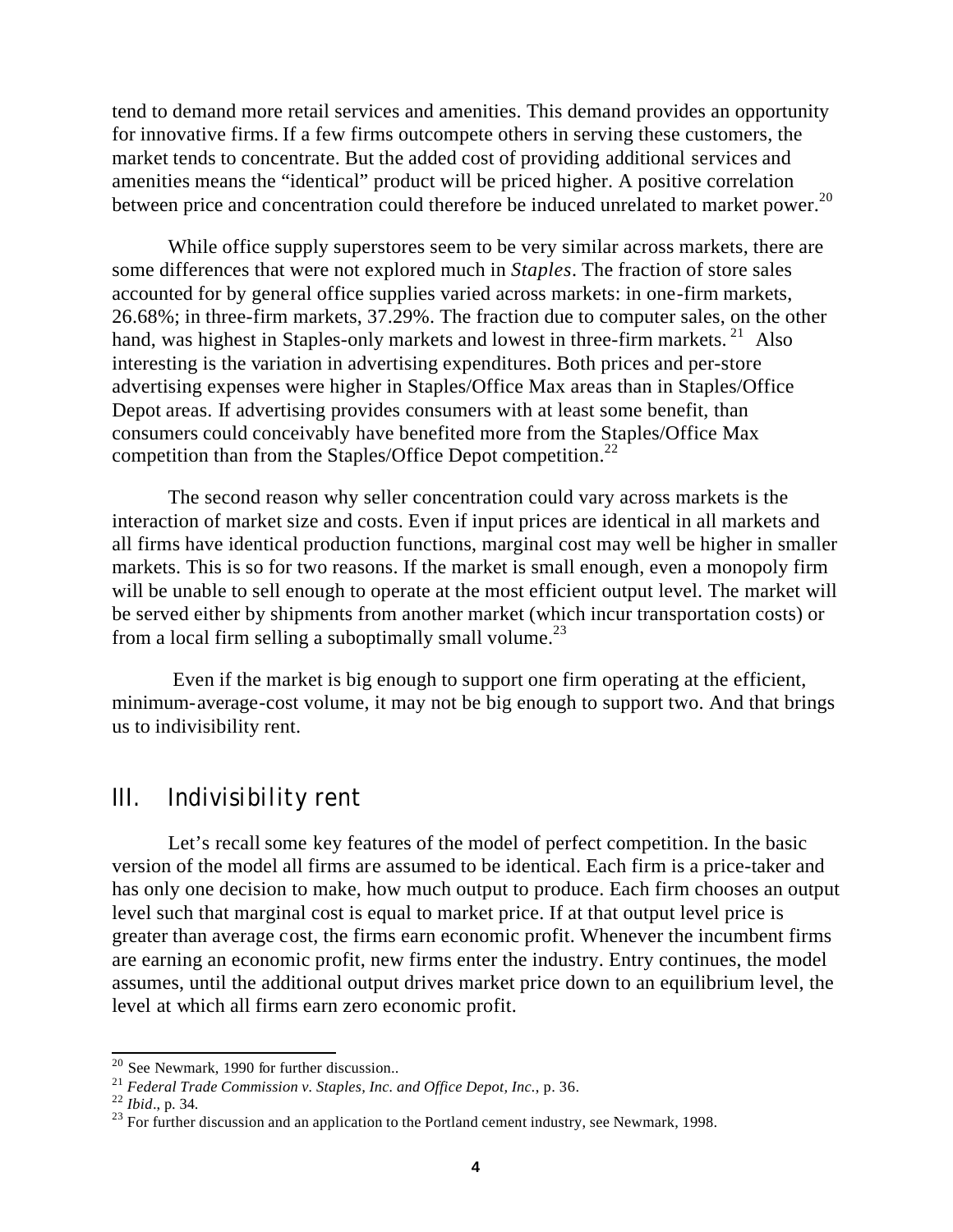tend to demand more retail services and amenities. This demand provides an opportunity for innovative firms. If a few firms outcompete others in serving these customers, the market tends to concentrate. But the added cost of providing additional services and amenities means the "identical" product will be priced higher. A positive correlation between price and concentration could therefore be induced unrelated to market power.[20]

While office supply superstores seem to be very similar across markets, there are some differences that were not explored much in *Staples*. The fraction of store sales accounted for by general office supplies varied across markets: in one-firm markets, 26.68%; in three-firm markets, 37.29%. The fraction due to computer sales, on the other hand, was highest in Staples-only markets and lowest in three-firm markets.[21] Also interesting is the variation in advertising expenditures. Both prices and per-store advertising expenses were higher in Staples/Office Max areas than in Staples/Office Depot areas. If advertising provides consumers with at least some benefit, than consumers could conceivably have benefited more from the Staples/Office Max competition than from the Staples/Office Depot competition.[22]

The second reason why seller concentration could vary across markets is the interaction of market size and costs. Even if input prices are identical in all markets and all firms have identical production functions, marginal cost may well be higher in smaller markets. This is so for two reasons. If the market is small enough, even a monopoly firm will be unable to sell enough to operate at the most efficient output level. The market will be served either by shipments from another market (which incur transportation costs) or from a local firm selling a suboptimally small volume.[23]

Even if the market is big enough to support one firm operating at the efficient, minimum-average-cost volume, it may not be big enough to support two. And that brings us to indivisibility rent.

## III. Indivisibility rent

Let's recall some key features of the model of perfect competition. In the basic version of the model all firms are assumed to be identical. Each firm is a price-taker and has only one decision to make, how much output to produce. Each firm chooses an output level such that marginal cost is equal to market price. If at that output level price is greater than average cost, the firms earn economic profit. Whenever the incumbent firms are earning an economic profit, new firms enter the industry. Entry continues, the model assumes, until the additional output drives market price down to an equilibrium level, the level at which all firms earn zero economic profit.

---

[20] See Newmark, 1990 for further discussion..

[21] *Federal Trade Commission v. Staples, Inc. and Office Depot, Inc.*, p. 36.

[22] *Ibid*., p. 34.

[23] For further discussion and an application to the Portland cement industry, see Newmark, 1998.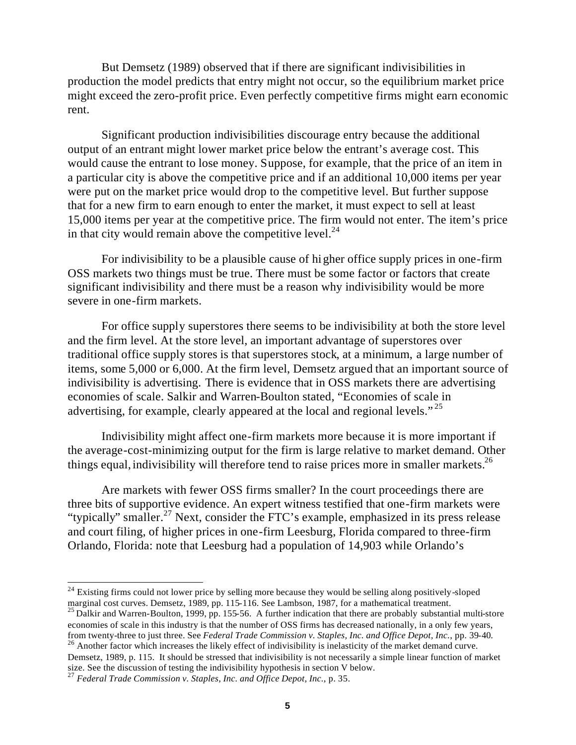But Demsetz (1989) observed that if there are significant indivisibilities in production the model predicts that entry might not occur, so the equilibrium market price might exceed the zero-profit price. Even perfectly competitive firms might earn economic rent.

Significant production indivisibilities discourage entry because the additional output of an entrant might lower market price below the entrant's average cost. This would cause the entrant to lose money. Suppose, for example, that the price of an item in a particular city is above the competitive price and if an additional 10,000 items per year were put on the market price would drop to the competitive level. But further suppose that for a new firm to earn enough to enter the market, it must expect to sell at least 15,000 items per year at the competitive price. The firm would not enter. The item's price in that city would remain above the competitive level.[24]

For indivisibility to be a plausible cause of higher office supply prices in one-firm OSS markets two things must be true. There must be some factor or factors that create significant indivisibility and there must be a reason why indivisibility would be more severe in one-firm markets.

For office supply superstores there seems to be indivisibility at both the store level and the firm level. At the store level, an important advantage of superstores over traditional office supply stores is that superstores stock, at a minimum, a large number of items, some 5,000 or 6,000. At the firm level, Demsetz argued that an important source of indivisibility is advertising. There is evidence that in OSS markets there are advertising economies of scale. Salkir and Warren-Boulton stated, "Economies of scale in advertising, for example, clearly appeared at the local and regional levels."[25]

Indivisibility might affect one-firm markets more because it is more important if the average-cost-minimizing output for the firm is large relative to market demand. Other things equal, indivisibility will therefore tend to raise prices more in smaller markets.[26]

Are markets with fewer OSS firms smaller? In the court proceedings there are three bits of supportive evidence. An expert witness testified that one-firm markets were "typically" smaller.[27] Next, consider the FTC's example, emphasized in its press release and court filing, of higher prices in one-firm Leesburg, Florida compared to three-firm Orlando, Florida: note that Leesburg had a population of 14,903 while Orlando's

---

[24] Existing firms could not lower price by selling more because they would be selling along positively-sloped marginal cost curves. Demsetz, 1989, pp. 115-116. See Lambson, 1987, for a mathematical treatment.

[25] Dalkir and Warren-Boulton, 1999, pp. 155-56. A further indication that there are probably substantial multi-store economies of scale in this industry is that the number of OSS firms has decreased nationally, in a only few years, from twenty-three to just three. See *Federal Trade Commission v. Staples, Inc. and Office Depot, Inc.*, pp. 39-40.

[26] Another factor which increases the likely effect of indivisibility is inelasticity of the market demand curve. Demsetz, 1989, p. 115. It should be stressed that indivisibility is not necessarily a simple linear function of market size. See the discussion of testing the indivisibility hypothesis in section V below.

[27] *Federal Trade Commission v. Staples, Inc. and Office Depot, Inc.*, p. 35.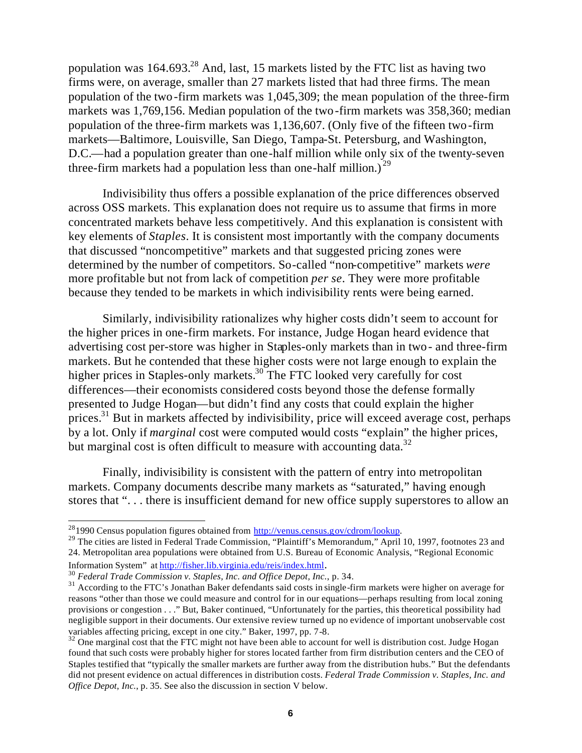population was 164.693.[28] And, last, 15 markets listed by the FTC list as having two firms were, on average, smaller than 27 markets listed that had three firms. The mean population of the two-firm markets was 1,045,309; the mean population of the three-firm markets was 1,769,156. Median population of the two-firm markets was 358,360; median population of the three-firm markets was 1,136,607. (Only five of the fifteen two-firm markets—Baltimore, Louisville, San Diego, Tampa-St. Petersburg, and Washington, D.C.—had a population greater than one-half million while only six of the twenty-seven three-firm markets had a population less than one-half million.)[29]

Indivisibility thus offers a possible explanation of the price differences observed across OSS markets. This explanation does not require us to assume that firms in more concentrated markets behave less competitively. And this explanation is consistent with key elements of *Staples*. It is consistent most importantly with the company documents that discussed "noncompetitive" markets and that suggested pricing zones were determined by the number of competitors. So-called "non-competitive" markets *were* more profitable but not from lack of competition *per se*. They were more profitable because they tended to be markets in which indivisibility rents were being earned.

Similarly, indivisibility rationalizes why higher costs didn't seem to account for the higher prices in one-firm markets. For instance, Judge Hogan heard evidence that advertising cost per-store was higher in Staples-only markets than in two- and three-firm markets. But he contended that these higher costs were not large enough to explain the higher prices in Staples-only markets.[30] The FTC looked very carefully for cost differences—their economists considered costs beyond those the defense formally presented to Judge Hogan—but didn't find any costs that could explain the higher prices.[31] But in markets affected by indivisibility, price will exceed average cost, perhaps by a lot. Only if *marginal* cost were computed would costs "explain" the higher prices, but marginal cost is often difficult to measure with accounting data.[32]

Finally, indivisibility is consistent with the pattern of entry into metropolitan markets. Company documents describe many markets as "saturated," having enough stores that ". . . there is insufficient demand for new office supply superstores to allow an

---

[28] 1990 Census population figures obtained from http://venus.census.gov/cdrom/lookup.

[29] The cities are listed in Federal Trade Commission, "Plaintiff's Memorandum," April 10, 1997, footnotes 23 and 24. Metropolitan area populations were obtained from U.S. Bureau of Economic Analysis, "Regional Economic Information System" at http://fisher.lib.virginia.edu/reis/index.html.

[30] *Federal Trade Commission v. Staples, Inc. and Office Depot, Inc.,* p. 34.

[31] According to the FTC's Jonathan Baker defendants said costs in single-firm markets were higher on average for reasons "other than those we could measure and control for in our equations—perhaps resulting from local zoning provisions or congestion . . ." But, Baker continued, "Unfortunately for the parties, this theoretical possibility had negligible support in their documents. Our extensive review turned up no evidence of important unobservable cost variables affecting pricing, except in one city." Baker, 1997, pp. 7-8.

[32] One marginal cost that the FTC might not have been able to account for well is distribution cost. Judge Hogan found that such costs were probably higher for stores located farther from firm distribution centers and the CEO of Staples testified that "typically the smaller markets are further away from the distribution hubs." But the defendants did not present evidence on actual differences in distribution costs. *Federal Trade Commission v. Staples, Inc. and Office Depot, Inc.*, p. 35. See also the discussion in section V below.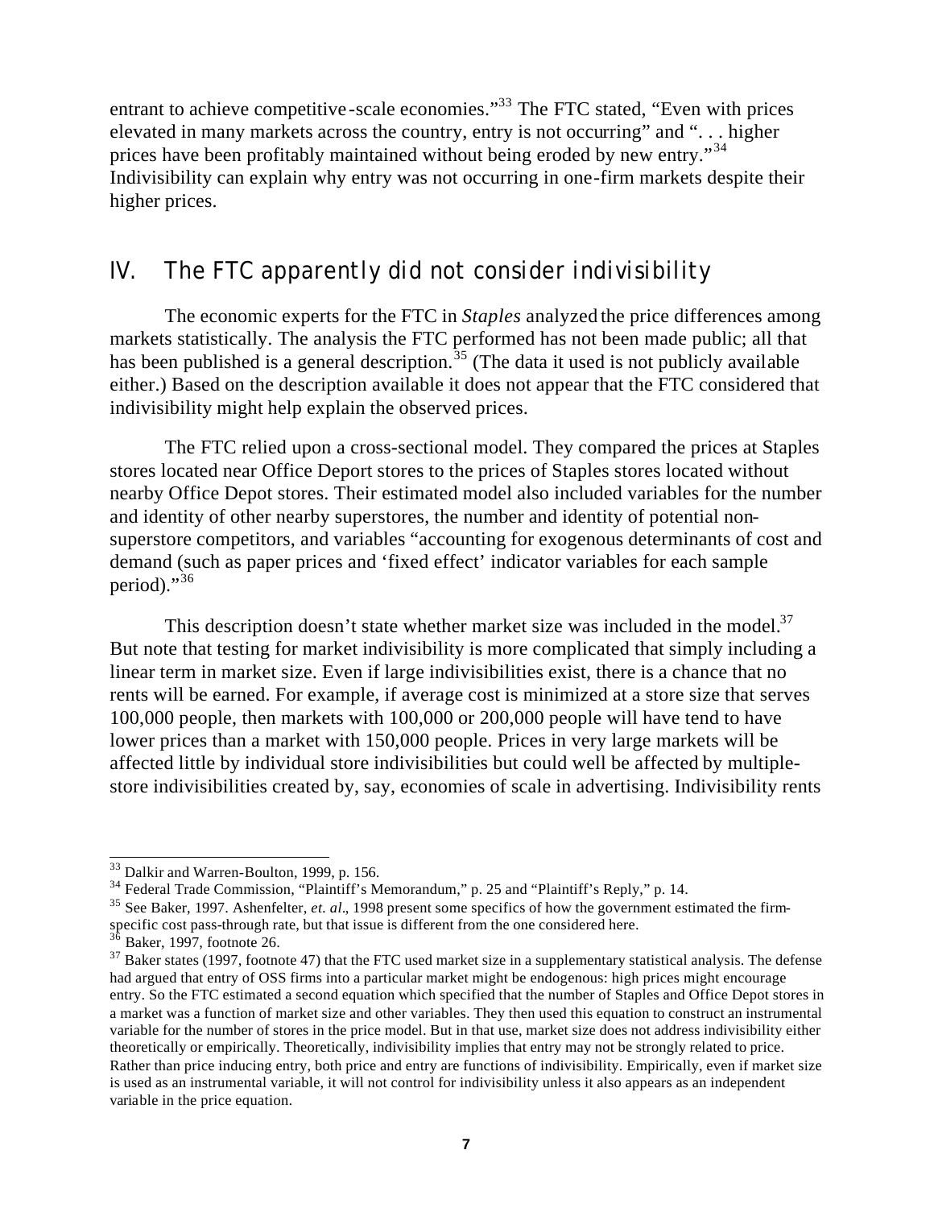entrant to achieve competitive-scale economies."[33] The FTC stated, "Even with prices elevated in many markets across the country, entry is not occurring" and ". . . higher prices have been profitably maintained without being eroded by new entry."[34] Indivisibility can explain why entry was not occurring in one-firm markets despite their higher prices.

## IV. The FTC apparently did not consider indivisibility

The economic experts for the FTC in *Staples* analyzed the price differences among markets statistically. The analysis the FTC performed has not been made public; all that has been published is a general description.[35] (The data it used is not publicly available either.) Based on the description available it does not appear that the FTC considered that indivisibility might help explain the observed prices.

The FTC relied upon a cross-sectional model. They compared the prices at Staples stores located near Office Deport stores to the prices of Staples stores located without nearby Office Depot stores. Their estimated model also included variables for the number and identity of other nearby superstores, the number and identity of potential non-superstore competitors, and variables "accounting for exogenous determinants of cost and demand (such as paper prices and 'fixed effect' indicator variables for each sample period)."[36]

This description doesn't state whether market size was included in the model.[37] But note that testing for market indivisibility is more complicated that simply including a linear term in market size. Even if large indivisibilities exist, there is a chance that no rents will be earned. For example, if average cost is minimized at a store size that serves 100,000 people, then markets with 100,000 or 200,000 people will have tend to have lower prices than a market with 150,000 people. Prices in very large markets will be affected little by individual store indivisibilities but could well be affected by multiple-store indivisibilities created by, say, economies of scale in advertising. Indivisibility rents

---

[33] Dalkir and Warren-Boulton, 1999, p. 156.

[34] Federal Trade Commission, "Plaintiff's Memorandum," p. 25 and "Plaintiff's Reply," p. 14.

[35] See Baker, 1997. Ashenfelter, *et. al*., 1998 present some specifics of how the government estimated the firm-specific cost pass-through rate, but that issue is different from the one considered here.

[36] Baker, 1997, footnote 26.

[37] Baker states (1997, footnote 47) that the FTC used market size in a supplementary statistical analysis. The defense had argued that entry of OSS firms into a particular market might be endogenous: high prices might encourage entry. So the FTC estimated a second equation which specified that the number of Staples and Office Depot stores in a market was a function of market size and other variables. They then used this equation to construct an instrumental variable for the number of stores in the price model. But in that use, market size does not address indivisibility either theoretically or empirically. Theoretically, indivisibility implies that entry may not be strongly related to price. Rather than price inducing entry, both price and entry are functions of indivisibility. Empirically, even if market size is used as an instrumental variable, it will not control for indivisibility unless it also appears as an independent variable in the price equation.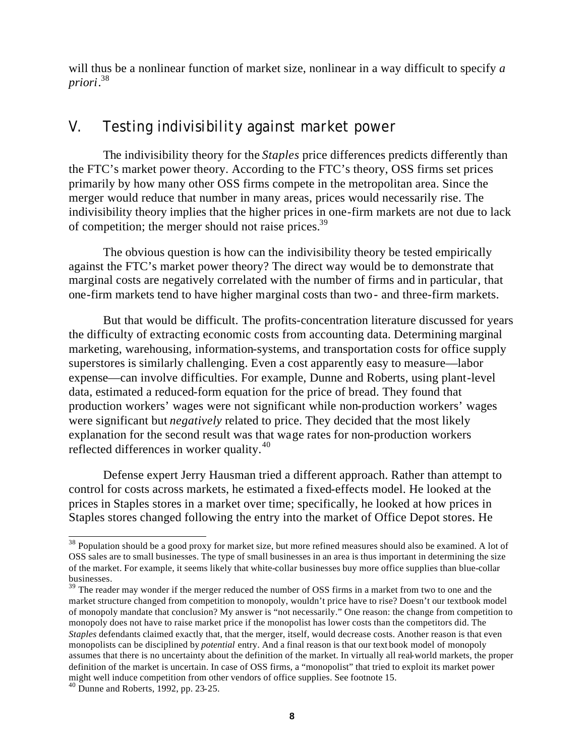will thus be a nonlinear function of market size, nonlinear in a way difficult to specify *a priori*.[38]

## V. Testing indivisibility against market power

The indivisibility theory for the *Staples* price differences predicts differently than the FTC's market power theory. According to the FTC's theory, OSS firms set prices primarily by how many other OSS firms compete in the metropolitan area. Since the merger would reduce that number in many areas, prices would necessarily rise. The indivisibility theory implies that the higher prices in one-firm markets are not due to lack of competition; the merger should not raise prices.[39]

The obvious question is how can the indivisibility theory be tested empirically against the FTC's market power theory? The direct way would be to demonstrate that marginal costs are negatively correlated with the number of firms and in particular, that one-firm markets tend to have higher marginal costs than two- and three-firm markets.

But that would be difficult. The profits-concentration literature discussed for years the difficulty of extracting economic costs from accounting data. Determining marginal marketing, warehousing, information-systems, and transportation costs for office supply superstores is similarly challenging. Even a cost apparently easy to measure—labor expense—can involve difficulties. For example, Dunne and Roberts, using plant-level data, estimated a reduced-form equation for the price of bread. They found that production workers' wages were not significant while non-production workers' wages were significant but *negatively* related to price. They decided that the most likely explanation for the second result was that wage rates for non-production workers reflected differences in worker quality.[40]

Defense expert Jerry Hausman tried a different approach. Rather than attempt to control for costs across markets, he estimated a fixed-effects model. He looked at the prices in Staples stores in a market over time; specifically, he looked at how prices in Staples stores changed following the entry into the market of Office Depot stores. He

---

[38] Population should be a good proxy for market size, but more refined measures should also be examined. A lot of OSS sales are to small businesses. The type of small businesses in an area is thus important in determining the size of the market. For example, it seems likely that white-collar businesses buy more office supplies than blue-collar businesses.

[39] The reader may wonder if the merger reduced the number of OSS firms in a market from two to one and the market structure changed from competition to monopoly, wouldn't price have to rise? Doesn't our textbook model of monopoly mandate that conclusion? My answer is "not necessarily." One reason: the change from competition to monopoly does not have to raise market price if the monopolist has lower costs than the competitors did. The *Staples* defendants claimed exactly that, that the merger, itself, would decrease costs. Another reason is that even monopolists can be disciplined by *potential* entry. And a final reason is that our text book model of monopoly assumes that there is no uncertainty about the definition of the market. In virtually all real-world markets, the proper definition of the market is uncertain. In case of OSS firms, a "monopolist" that tried to exploit its market power might well induce competition from other vendors of office supplies. See footnote 15.

[40] Dunne and Roberts, 1992, pp. 23-25.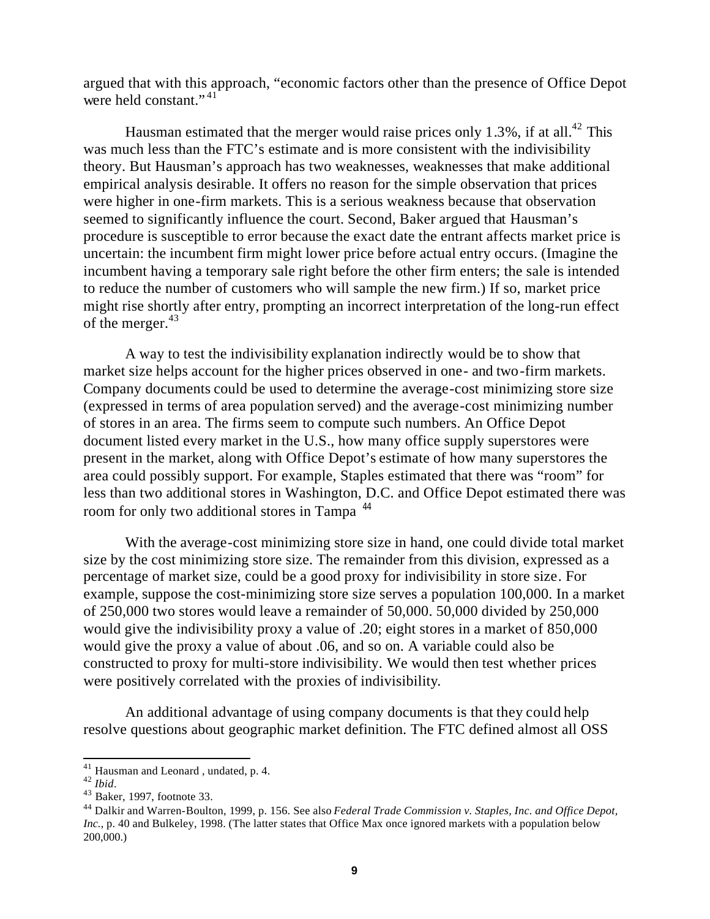argued that with this approach, "economic factors other than the presence of Office Depot were held constant."[41]

Hausman estimated that the merger would raise prices only 1.3%, if at all.[42] This was much less than the FTC's estimate and is more consistent with the indivisibility theory. But Hausman's approach has two weaknesses, weaknesses that make additional empirical analysis desirable. It offers no reason for the simple observation that prices were higher in one-firm markets. This is a serious weakness because that observation seemed to significantly influence the court. Second, Baker argued that Hausman's procedure is susceptible to error because the exact date the entrant affects market price is uncertain: the incumbent firm might lower price before actual entry occurs. (Imagine the incumbent having a temporary sale right before the other firm enters; the sale is intended to reduce the number of customers who will sample the new firm.) If so, market price might rise shortly after entry, prompting an incorrect interpretation of the long-run effect of the merger.[43]

A way to test the indivisibility explanation indirectly would be to show that market size helps account for the higher prices observed in one- and two-firm markets. Company documents could be used to determine the average-cost minimizing store size (expressed in terms of area population served) and the average-cost minimizing number of stores in an area. The firms seem to compute such numbers. An Office Depot document listed every market in the U.S., how many office supply superstores were present in the market, along with Office Depot's estimate of how many superstores the area could possibly support. For example, Staples estimated that there was "room" for less than two additional stores in Washington, D.C. and Office Depot estimated there was room for only two additional stores in Tampa [44]

With the average-cost minimizing store size in hand, one could divide total market size by the cost minimizing store size. The remainder from this division, expressed as a percentage of market size, could be a good proxy for indivisibility in store size. For example, suppose the cost-minimizing store size serves a population 100,000. In a market of 250,000 two stores would leave a remainder of 50,000. 50,000 divided by 250,000 would give the indivisibility proxy a value of .20; eight stores in a market of 850,000 would give the proxy a value of about .06, and so on. A variable could also be constructed to proxy for multi-store indivisibility. We would then test whether prices were positively correlated with the proxies of indivisibility.

An additional advantage of using company documents is that they could help resolve questions about geographic market definition. The FTC defined almost all OSS

---

[41] Hausman and Leonard , undated, p. 4.

[42] *Ibid*.

[43] Baker, 1997, footnote 33.

[44] Dalkir and Warren-Boulton, 1999, p. 156. See also *Federal Trade Commission v. Staples, Inc. and Office Depot, Inc.*, p. 40 and Bulkeley, 1998. (The latter states that Office Max once ignored markets with a population below 200,000.)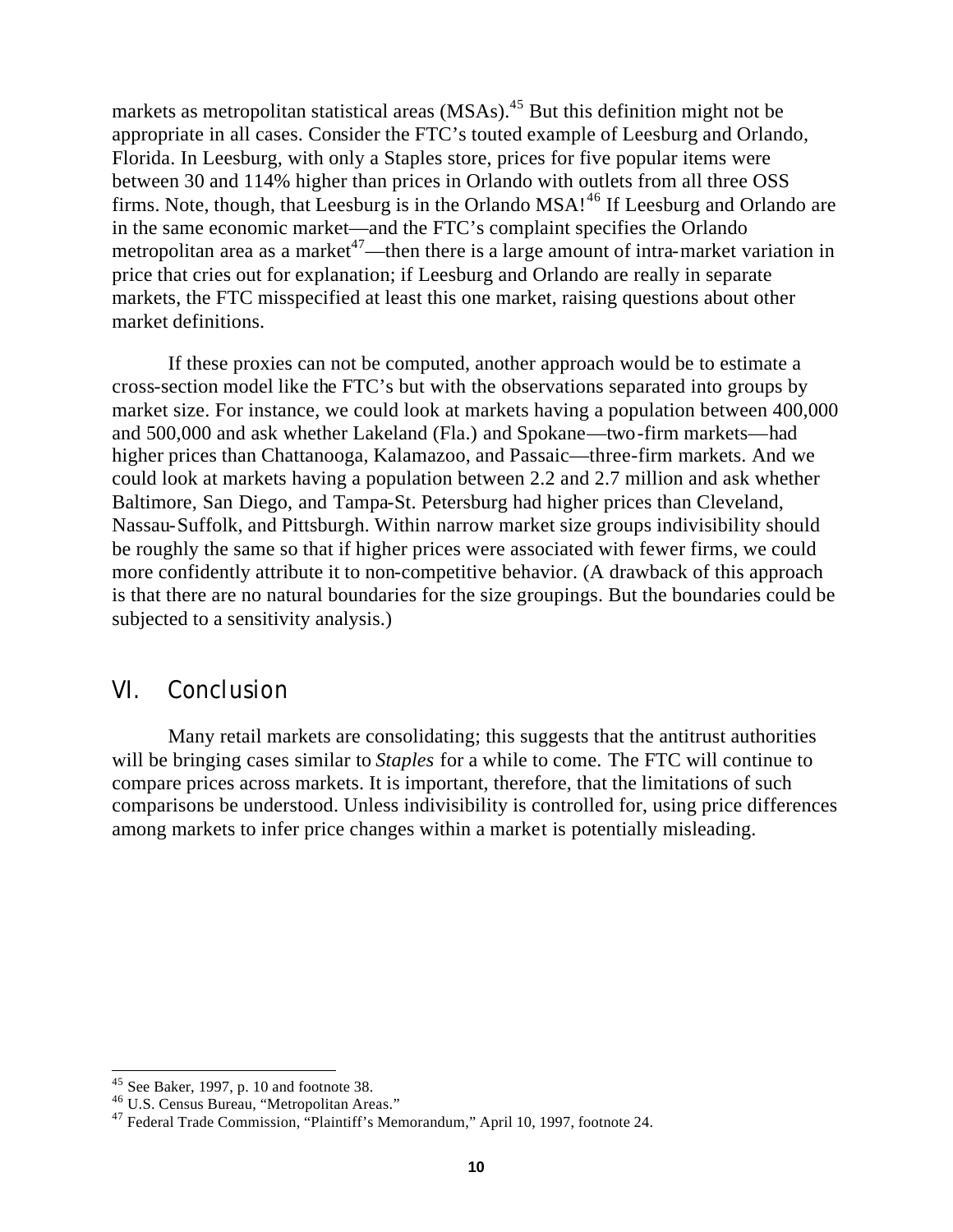markets as metropolitan statistical areas (MSAs).[45] But this definition might not be appropriate in all cases. Consider the FTC's touted example of Leesburg and Orlando, Florida. In Leesburg, with only a Staples store, prices for five popular items were between 30 and 114% higher than prices in Orlando with outlets from all three OSS firms. Note, though, that Leesburg is in the Orlando MSA![46] If Leesburg and Orlando are in the same economic market—and the FTC's complaint specifies the Orlando metropolitan area as a market[47]—then there is a large amount of intra-market variation in price that cries out for explanation; if Leesburg and Orlando are really in separate markets, the FTC misspecified at least this one market, raising questions about other market definitions.

If these proxies can not be computed, another approach would be to estimate a cross-section model like the FTC's but with the observations separated into groups by market size. For instance, we could look at markets having a population between 400,000 and 500,000 and ask whether Lakeland (Fla.) and Spokane—two-firm markets—had higher prices than Chattanooga, Kalamazoo, and Passaic—three-firm markets. And we could look at markets having a population between 2.2 and 2.7 million and ask whether Baltimore, San Diego, and Tampa-St. Petersburg had higher prices than Cleveland, Nassau-Suffolk, and Pittsburgh. Within narrow market size groups indivisibility should be roughly the same so that if higher prices were associated with fewer firms, we could more confidently attribute it to non-competitive behavior. (A drawback of this approach is that there are no natural boundaries for the size groupings. But the boundaries could be subjected to a sensitivity analysis.)

## VI. Conclusion

Many retail markets are consolidating; this suggests that the antitrust authorities will be bringing cases similar to *Staples* for a while to come. The FTC will continue to compare prices across markets. It is important, therefore, that the limitations of such comparisons be understood. Unless indivisibility is controlled for, using price differences among markets to infer price changes within a market is potentially misleading.

---

[45] See Baker, 1997, p. 10 and footnote 38.

[46] U.S. Census Bureau, "Metropolitan Areas."

[47] Federal Trade Commission, "Plaintiff's Memorandum," April 10, 1997, footnote 24.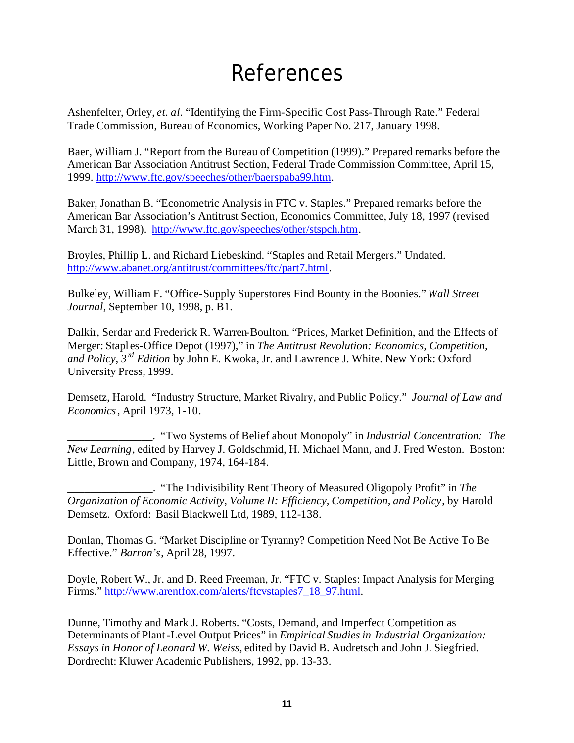# References

Ashenfelter, Orley, *et. al*. "Identifying the Firm-Specific Cost Pass-Through Rate." Federal Trade Commission, Bureau of Economics, Working Paper No. 217, January 1998.

Baer, William J. "Report from the Bureau of Competition (1999)." Prepared remarks before the American Bar Association Antitrust Section, Federal Trade Commission Committee, April 15, 1999. http://www.ftc.gov/speeches/other/baerspaba99.htm.

Baker, Jonathan B. "Econometric Analysis in FTC v. Staples." Prepared remarks before the American Bar Association's Antitrust Section, Economics Committee, July 18, 1997 (revised March 31, 1998). http://www.ftc.gov/speeches/other/stspch.htm.

Broyles, Phillip L. and Richard Liebeskind. "Staples and Retail Mergers." Undated. http://www.abanet.org/antitrust/committees/ftc/part7.html.

Bulkeley, William F. "Office-Supply Superstores Find Bounty in the Boonies." *Wall Street Journal*, September 10, 1998, p. B1.

Dalkir, Serdar and Frederick R. Warren-Boulton. "Prices, Market Definition, and the Effects of Merger: Staples-Office Depot (1997)," in *The Antitrust Revolution: Economics, Competition, and Policy, 3rd Edition* by John E. Kwoka, Jr. and Lawrence J. White. New York: Oxford University Press, 1999.

Demsetz, Harold. "Industry Structure, Market Rivalry, and Public Policy." *Journal of Law and Economics*, April 1973, 1-10.

_______________. "Two Systems of Belief about Monopoly" in *Industrial Concentration: The New Learning*, edited by Harvey J. Goldschmid, H. Michael Mann, and J. Fred Weston. Boston: Little, Brown and Company, 1974, 164-184.

_______________. "The Indivisibility Rent Theory of Measured Oligopoly Profit" in *The Organization of Economic Activity, Volume II: Efficiency, Competition, and Policy*, by Harold Demsetz. Oxford: Basil Blackwell Ltd, 1989, 112-138.

Donlan, Thomas G. "Market Discipline or Tyranny? Competition Need Not Be Active To Be Effective." *Barron's*, April 28, 1997.

Doyle, Robert W., Jr. and D. Reed Freeman, Jr. "FTC v. Staples: Impact Analysis for Merging Firms." http://www.arentfox.com/alerts/ftcvstaples7_18_97.html.

Dunne, Timothy and Mark J. Roberts. "Costs, Demand, and Imperfect Competition as Determinants of Plant-Level Output Prices" in *Empirical Studies in Industrial Organization: Essays in Honor of Leonard W. Weiss*, edited by David B. Audretsch and John J. Siegfried. Dordrecht: Kluwer Academic Publishers, 1992, pp. 13-33.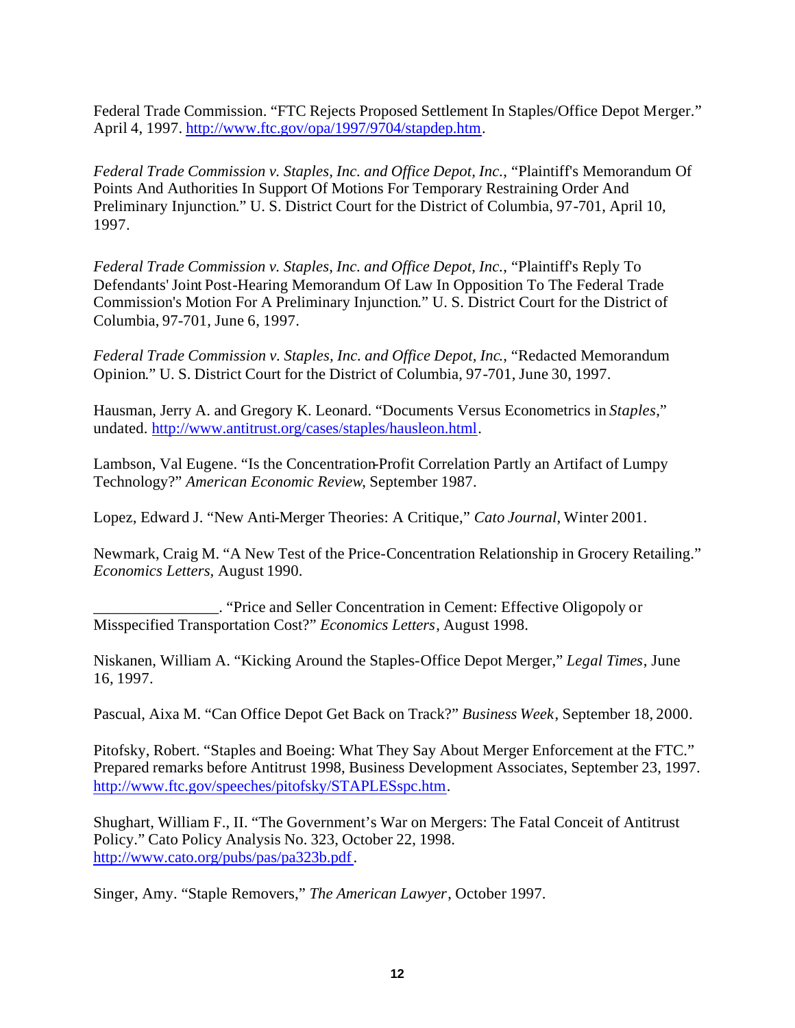Federal Trade Commission. "FTC Rejects Proposed Settlement In Staples/Office Depot Merger." April 4, 1997. http://www.ftc.gov/opa/1997/9704/stapdep.htm.

*Federal Trade Commission v. Staples, Inc. and Office Depot, Inc.*, "Plaintiff's Memorandum Of Points And Authorities In Support Of Motions For Temporary Restraining Order And Preliminary Injunction." U. S. District Court for the District of Columbia, 97-701, April 10, 1997.

*Federal Trade Commission v. Staples, Inc. and Office Depot, Inc.*, "Plaintiff's Reply To Defendants' Joint Post-Hearing Memorandum Of Law In Opposition To The Federal Trade Commission's Motion For A Preliminary Injunction." U. S. District Court for the District of Columbia, 97-701, June 6, 1997.

*Federal Trade Commission v. Staples, Inc. and Office Depot, Inc.*, "Redacted Memorandum Opinion." U. S. District Court for the District of Columbia, 97-701, June 30, 1997.

Hausman, Jerry A. and Gregory K. Leonard. "Documents Versus Econometrics in *Staples*," undated. http://www.antitrust.org/cases/staples/hausleon.html.

Lambson, Val Eugene. "Is the Concentration-Profit Correlation Partly an Artifact of Lumpy Technology?" *American Economic Review*, September 1987.

Lopez, Edward J. "New Anti-Merger Theories: A Critique," *Cato Journal*, Winter 2001.

Newmark, Craig M. "A New Test of the Price-Concentration Relationship in Grocery Retailing." *Economics Letters*, August 1990.

_______________. "Price and Seller Concentration in Cement: Effective Oligopoly or Misspecified Transportation Cost?" *Economics Letters*, August 1998.

Niskanen, William A. "Kicking Around the Staples-Office Depot Merger," *Legal Times*, June 16, 1997.

Pascual, Aixa M. "Can Office Depot Get Back on Track?" *Business Week*, September 18, 2000.

Pitofsky, Robert. "Staples and Boeing: What They Say About Merger Enforcement at the FTC." Prepared remarks before Antitrust 1998, Business Development Associates, September 23, 1997. http://www.ftc.gov/speeches/pitofsky/STAPLESspc.htm.

Shughart, William F., II. "The Government's War on Mergers: The Fatal Conceit of Antitrust Policy." Cato Policy Analysis No. 323, October 22, 1998. http://www.cato.org/pubs/pas/pa323b.pdf.

Singer, Amy. "Staple Removers," *The American Lawyer*, October 1997.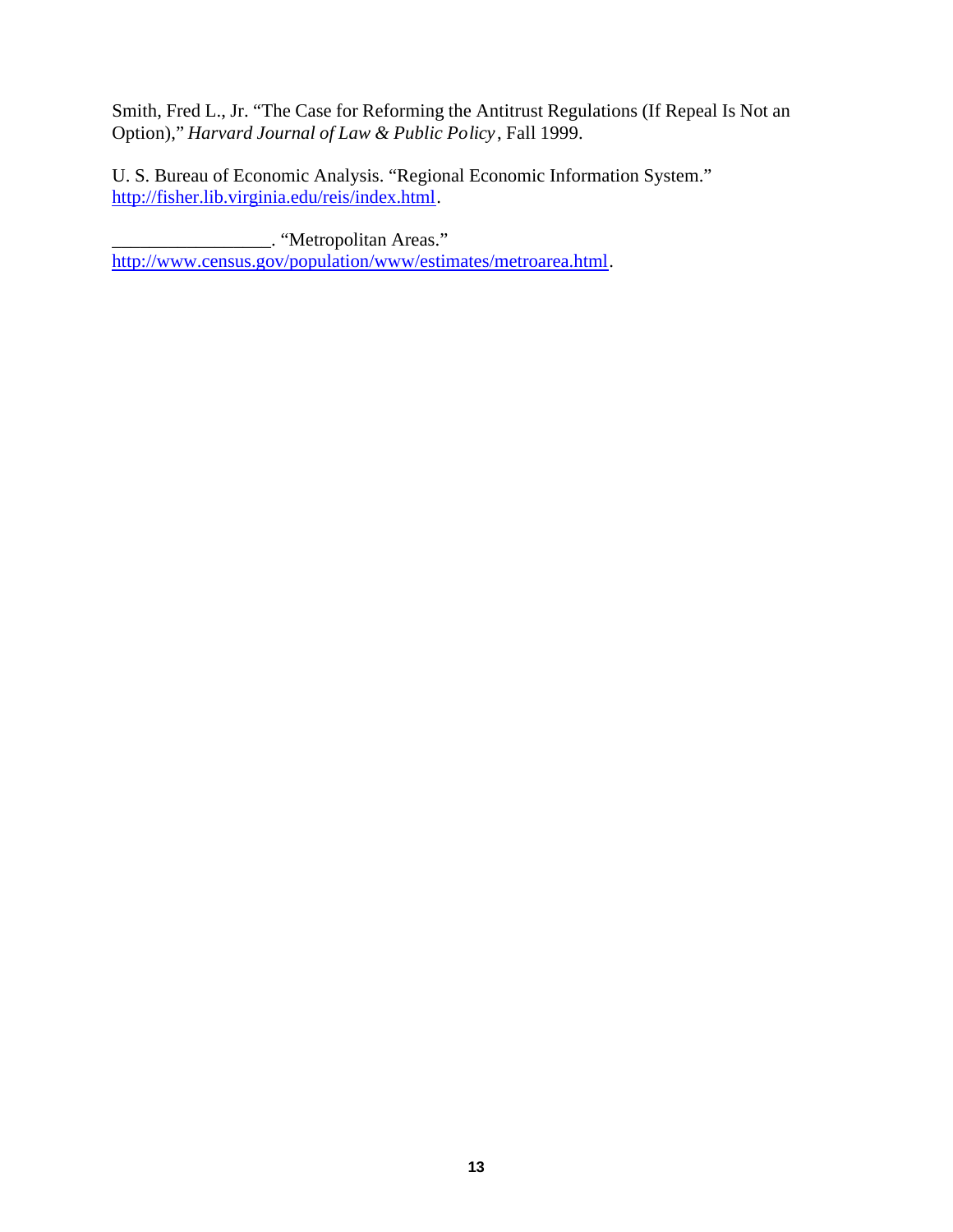Smith, Fred L., Jr. "The Case for Reforming the Antitrust Regulations (If Repeal Is Not an Option)," *Harvard Journal of Law & Public Policy*, Fall 1999.

U. S. Bureau of Economic Analysis. "Regional Economic Information System." http://fisher.lib.virginia.edu/reis/index.html.

_________________. "Metropolitan Areas." http://www.census.gov/population/www/estimates/metroarea.html.